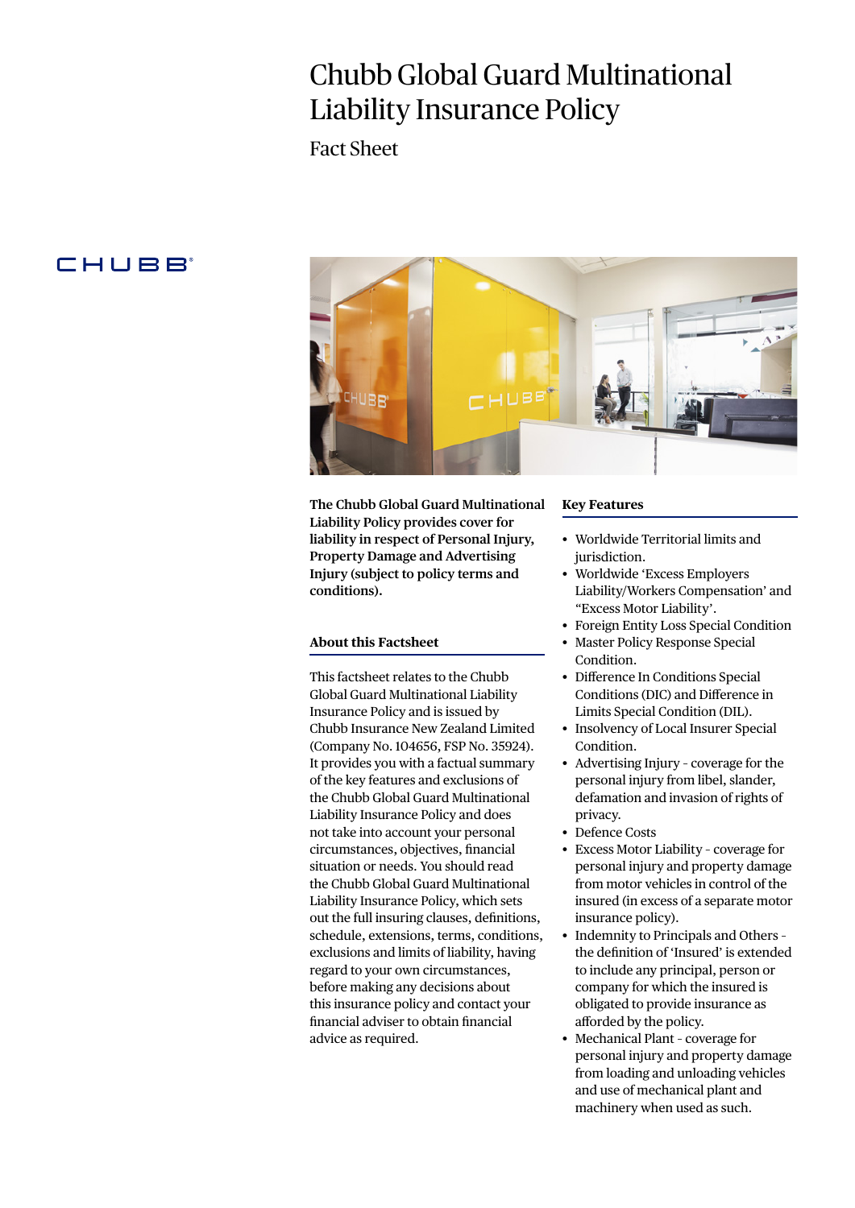# Chubb Global Guard Multinational Liability Insurance Policy

Fact Sheet

**The Chubb Global Guard Multinational Liability Policy provides cover for liability in respect of Personal Injury, Property Damage and Advertising Injury (subject to policy terms and conditions).**

## About this Factsheet

This factsheet relates to the Chubb Global Guard Multinational Liability Insurance Policy and is issued by Chubb Insurance New Zealand Limited (Company No. 104656, FSP No. 35924). It provides you with a factual summary of the key features and exclusions of the Chubb Global Guard Multinational Liability Insurance Policy and does not take into account your personal circumstances, objectives, financial situation or needs. You should read the Chubb Global Guard Multinational Liability Insurance Policy, which sets out the full insuring clauses, definitions, schedule, extensions, terms, conditions, exclusions and limits of liability, having regard to your own circumstances, before making any decisions about this insurance policy and contact your financial adviser to obtain financial advice as required.

## Key Features

- Worldwide Territorial limits and jurisdiction.
- Worldwide 'Excess Employers Liability/Workers Compensation' and "Excess Motor Liability'.
- Foreign Entity Loss Special Condition
- Master Policy Response Special Condition.
- Difference In Conditions Special Conditions (DIC) and Difference in Limits Special Condition (DIL).
- Insolvency of Local Insurer Special Condition.
- Advertising Injury - coverage for the personal injury from libel, slander, defamation and invasion of rights of privacy.
- Defence Costs
- Excess Motor Liability - coverage for personal injury and property damage from motor vehicles in control of the insured (in excess of a separate motor insurance policy).
- Indemnity to Principals and Others - the definition of 'Insured' is extended to include any principal, person or company for which the insured is obligated to provide insurance as afforded by the policy.
- Mechanical Plant - coverage for personal injury and property damage from loading and unloading vehicles and use of mechanical plant and machinery when used as such.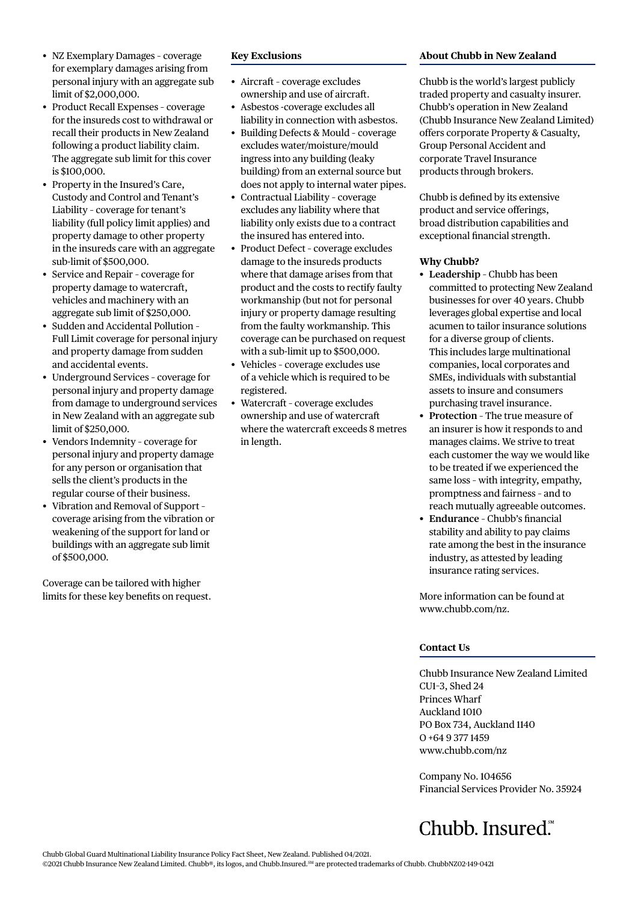- NZ Exemplary Damages – coverage for exemplary damages arising from personal injury with an aggregate sub limit of $2,000,000.
- Product Recall Expenses – coverage for the insureds cost to withdrawal or recall their products in New Zealand following a product liability claim. The aggregate sub limit for this cover is $100,000.
- Property in the Insured's Care, Custody and Control and Tenant's Liability – coverage for tenant's liability (full policy limit applies) and property damage to other property in the insureds care with an aggregate sub-limit of $500,000.
- Service and Repair – coverage for property damage to watercraft, vehicles and machinery with an aggregate sub limit of $250,000.
- Sudden and Accidental Pollution – Full Limit coverage for personal injury and property damage from sudden and accidental events.
- Underground Services – coverage for personal injury and property damage from damage to underground services in New Zealand with an aggregate sub limit of $250,000.
- Vendors Indemnity – coverage for personal injury and property damage for any person or organisation that sells the client's products in the regular course of their business.
- Vibration and Removal of Support – coverage arising from the vibration or weakening of the support for land or buildings with an aggregate sub limit of $500,000.

Coverage can be tailored with higher limits for these key benefits on request.

**Key Exclusions**

- Aircraft – coverage excludes ownership and use of aircraft.
- Asbestos -coverage excludes all liability in connection with asbestos.
- Building Defects & Mould – coverage excludes water/moisture/mould ingress into any building (leaky building) from an external source but does not apply to internal water pipes.
- Contractual Liability – coverage excludes any liability where that liability only exists due to a contract the insured has entered into.
- Product Defect – coverage excludes damage to the insureds products where that damage arises from that product and the costs to rectify faulty workmanship (but not for personal injury or property damage resulting from the faulty workmanship. This coverage can be purchased on request with a sub-limit up to $500,000.
- Vehicles – coverage excludes use of a vehicle which is required to be registered.
- Watercraft – coverage excludes ownership and use of watercraft where the watercraft exceeds 8 metres in length.

**About Chubb in New Zealand**

Chubb is the world's largest publicly traded property and casualty insurer. Chubb's operation in New Zealand (Chubb Insurance New Zealand Limited) offers corporate Property & Casualty, Group Personal Accident and corporate Travel Insurance products through brokers.

Chubb is defined by its extensive product and service offerings, broad distribution capabilities and exceptional financial strength.

**Why Chubb?**

- **Leadership** – Chubb has been committed to protecting New Zealand businesses for over 40 years. Chubb leverages global expertise and local acumen to tailor insurance solutions for a diverse group of clients. This includes large multinational companies, local corporates and SMEs, individuals with substantial assets to insure and consumers purchasing travel insurance.
- **Protection** – The true measure of an insurer is how it responds to and manages claims. We strive to treat each customer the way we would like to be treated if we experienced the same loss – with integrity, empathy, promptness and fairness – and to reach mutually agreeable outcomes.
- **Endurance** – Chubb's financial stability and ability to pay claims rate among the best in the insurance industry, as attested by leading insurance rating services.

More information can be found at www.chubb.com/nz.

**Contact Us**

Chubb Insurance New Zealand Limited
CU1-3, Shed 24
Princes Wharf
Auckland 1010
PO Box 734, Auckland 1140
O +64 9 377 1459
www.chubb.com/nz

Company No. 104656
Financial Services Provider No. 35924

Chubb. Insured.℠

Chubb Global Guard Multinational Liability Insurance Policy Fact Sheet, New Zealand. Published 04/2021.
©2021 Chubb Insurance New Zealand Limited. Chubb®, its logos, and Chubb.Insured.℠ are protected trademarks of Chubb. ChubbNZ02-149-0421